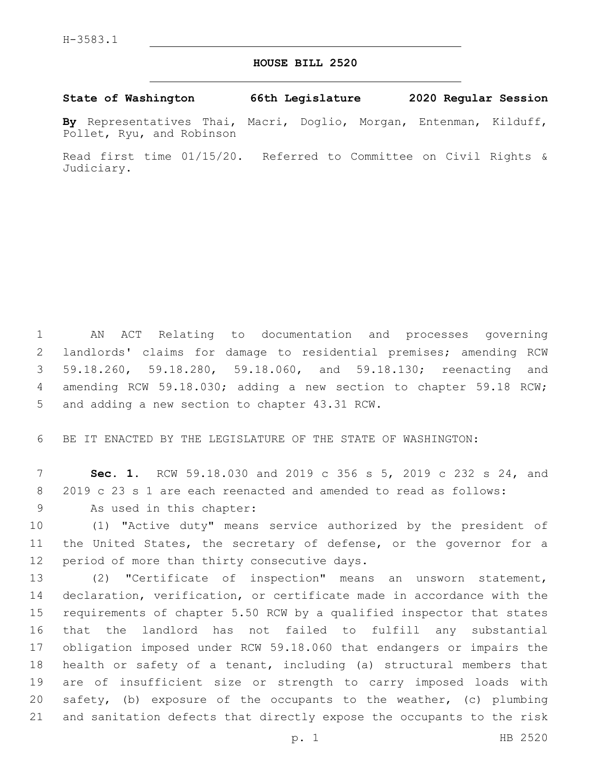H-3583.1

# HOUSE BILL 2520

**State of Washington 66th Legislature 2020 Regular Session**

**By** Representatives Thai, Macri, Doglio, Morgan, Entenman, Kilduff, Pollet, Ryu, and Robinson

Read first time 01/15/20. Referred to Committee on Civil Rights & Judiciary.

AN ACT Relating to documentation and processes governing landlords' claims for damage to residential premises; amending RCW 59.18.260, 59.18.280, 59.18.060, and 59.18.130; reenacting and amending RCW 59.18.030; adding a new section to chapter 59.18 RCW; and adding a new section to chapter 43.31 RCW.

BE IT ENACTED BY THE LEGISLATURE OF THE STATE OF WASHINGTON:

**Sec. 1.** RCW 59.18.030 and 2019 c 356 s 5, 2019 c 232 s 24, and 2019 c 23 s 1 are each reenacted and amended to read as follows:

As used in this chapter:

(1) "Active duty" means service authorized by the president of the United States, the secretary of defense, or the governor for a period of more than thirty consecutive days.

(2) "Certificate of inspection" means an unsworn statement, declaration, verification, or certificate made in accordance with the requirements of chapter 5.50 RCW by a qualified inspector that states that the landlord has not failed to fulfill any substantial obligation imposed under RCW 59.18.060 that endangers or impairs the health or safety of a tenant, including (a) structural members that are of insufficient size or strength to carry imposed loads with safety, (b) exposure of the occupants to the weather, (c) plumbing and sanitation defects that directly expose the occupants to the risk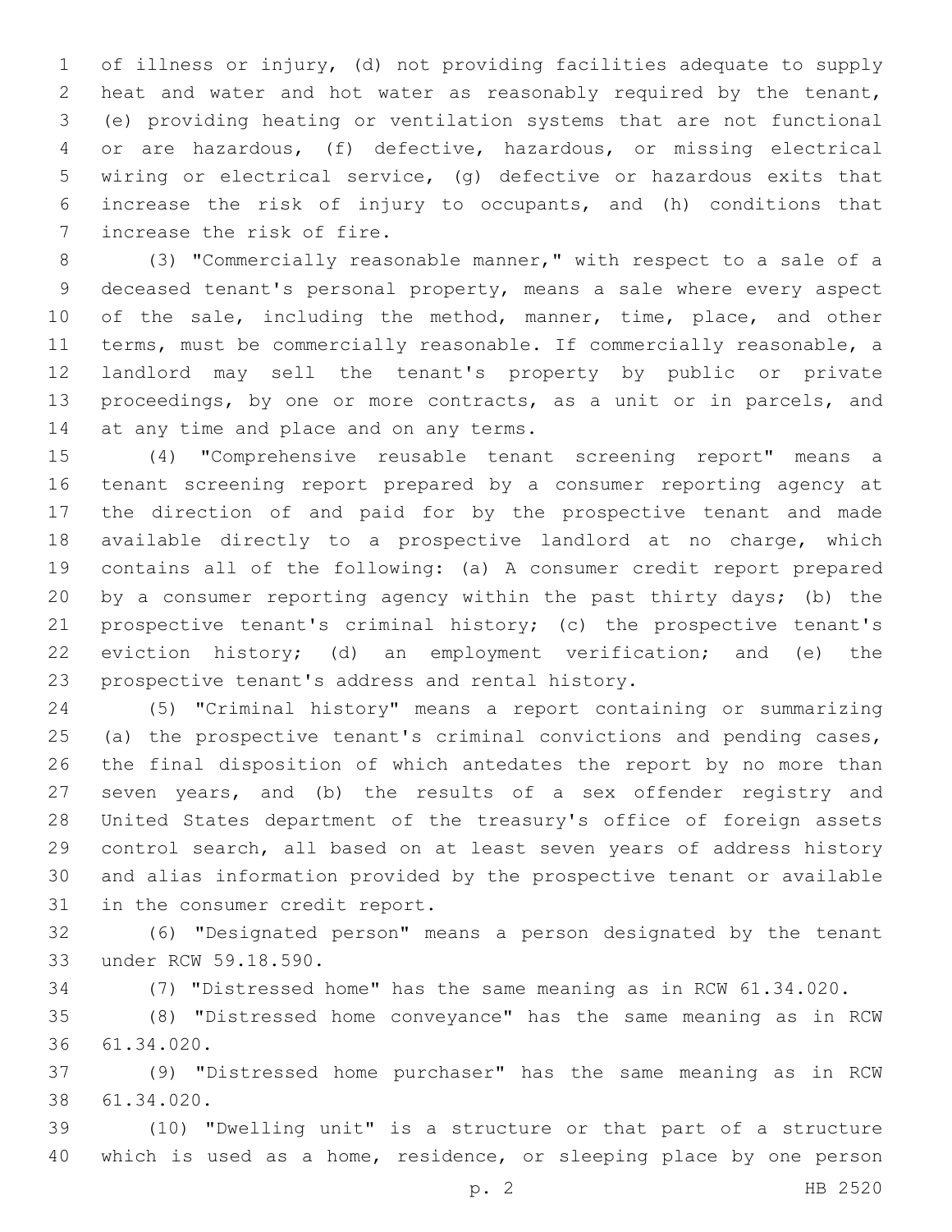of illness or injury, (d) not providing facilities adequate to supply heat and water and hot water as reasonably required by the tenant, (e) providing heating or ventilation systems that are not functional or are hazardous, (f) defective, hazardous, or missing electrical wiring or electrical service, (g) defective or hazardous exits that increase the risk of injury to occupants, and (h) conditions that increase the risk of fire.

(3) "Commercially reasonable manner," with respect to a sale of a deceased tenant's personal property, means a sale where every aspect of the sale, including the method, manner, time, place, and other terms, must be commercially reasonable. If commercially reasonable, a landlord may sell the tenant's property by public or private proceedings, by one or more contracts, as a unit or in parcels, and at any time and place and on any terms.

(4) "Comprehensive reusable tenant screening report" means a tenant screening report prepared by a consumer reporting agency at the direction of and paid for by the prospective tenant and made available directly to a prospective landlord at no charge, which contains all of the following: (a) A consumer credit report prepared by a consumer reporting agency within the past thirty days; (b) the prospective tenant's criminal history; (c) the prospective tenant's eviction history; (d) an employment verification; and (e) the prospective tenant's address and rental history.

(5) "Criminal history" means a report containing or summarizing (a) the prospective tenant's criminal convictions and pending cases, the final disposition of which antedates the report by no more than seven years, and (b) the results of a sex offender registry and United States department of the treasury's office of foreign assets control search, all based on at least seven years of address history and alias information provided by the prospective tenant or available in the consumer credit report.

(6) "Designated person" means a person designated by the tenant under RCW 59.18.590.

(7) "Distressed home" has the same meaning as in RCW 61.34.020.

(8) "Distressed home conveyance" has the same meaning as in RCW 61.34.020.

(9) "Distressed home purchaser" has the same meaning as in RCW 61.34.020.

(10) "Dwelling unit" is a structure or that part of a structure which is used as a home, residence, or sleeping place by one person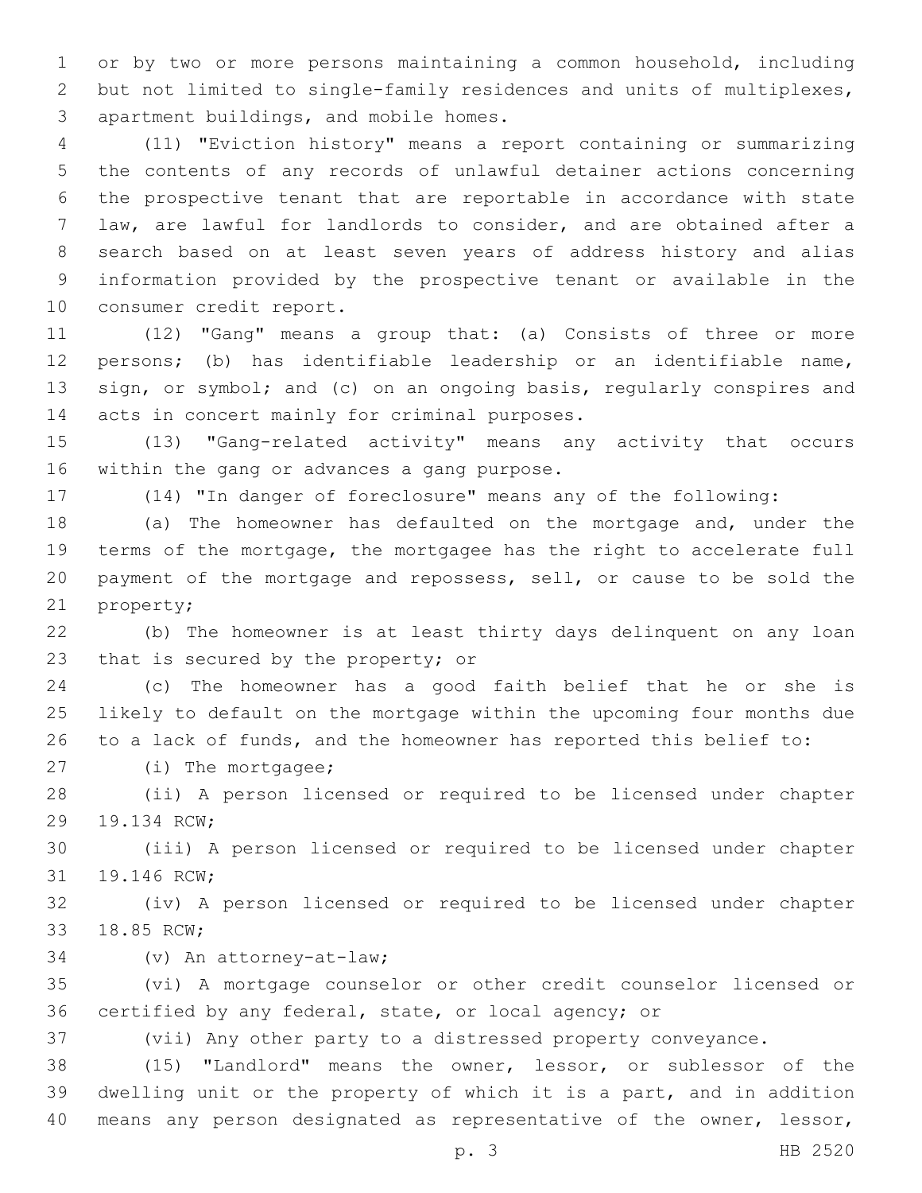or by two or more persons maintaining a common household, including but not limited to single-family residences and units of multiplexes, apartment buildings, and mobile homes.

(11) "Eviction history" means a report containing or summarizing the contents of any records of unlawful detainer actions concerning the prospective tenant that are reportable in accordance with state law, are lawful for landlords to consider, and are obtained after a search based on at least seven years of address history and alias information provided by the prospective tenant or available in the consumer credit report.

(12) "Gang" means a group that: (a) Consists of three or more persons; (b) has identifiable leadership or an identifiable name, sign, or symbol; and (c) on an ongoing basis, regularly conspires and acts in concert mainly for criminal purposes.

(13) "Gang-related activity" means any activity that occurs within the gang or advances a gang purpose.

(14) "In danger of foreclosure" means any of the following:

(a) The homeowner has defaulted on the mortgage and, under the terms of the mortgage, the mortgagee has the right to accelerate full payment of the mortgage and repossess, sell, or cause to be sold the property;

(b) The homeowner is at least thirty days delinquent on any loan that is secured by the property; or

(c) The homeowner has a good faith belief that he or she is likely to default on the mortgage within the upcoming four months due to a lack of funds, and the homeowner has reported this belief to:

(i) The mortgagee;

(ii) A person licensed or required to be licensed under chapter 19.134 RCW;

(iii) A person licensed or required to be licensed under chapter 19.146 RCW;

(iv) A person licensed or required to be licensed under chapter 18.85 RCW;

(v) An attorney-at-law;

(vi) A mortgage counselor or other credit counselor licensed or certified by any federal, state, or local agency; or

(vii) Any other party to a distressed property conveyance.

(15) "Landlord" means the owner, lessor, or sublessor of the dwelling unit or the property of which it is a part, and in addition means any person designated as representative of the owner, lessor,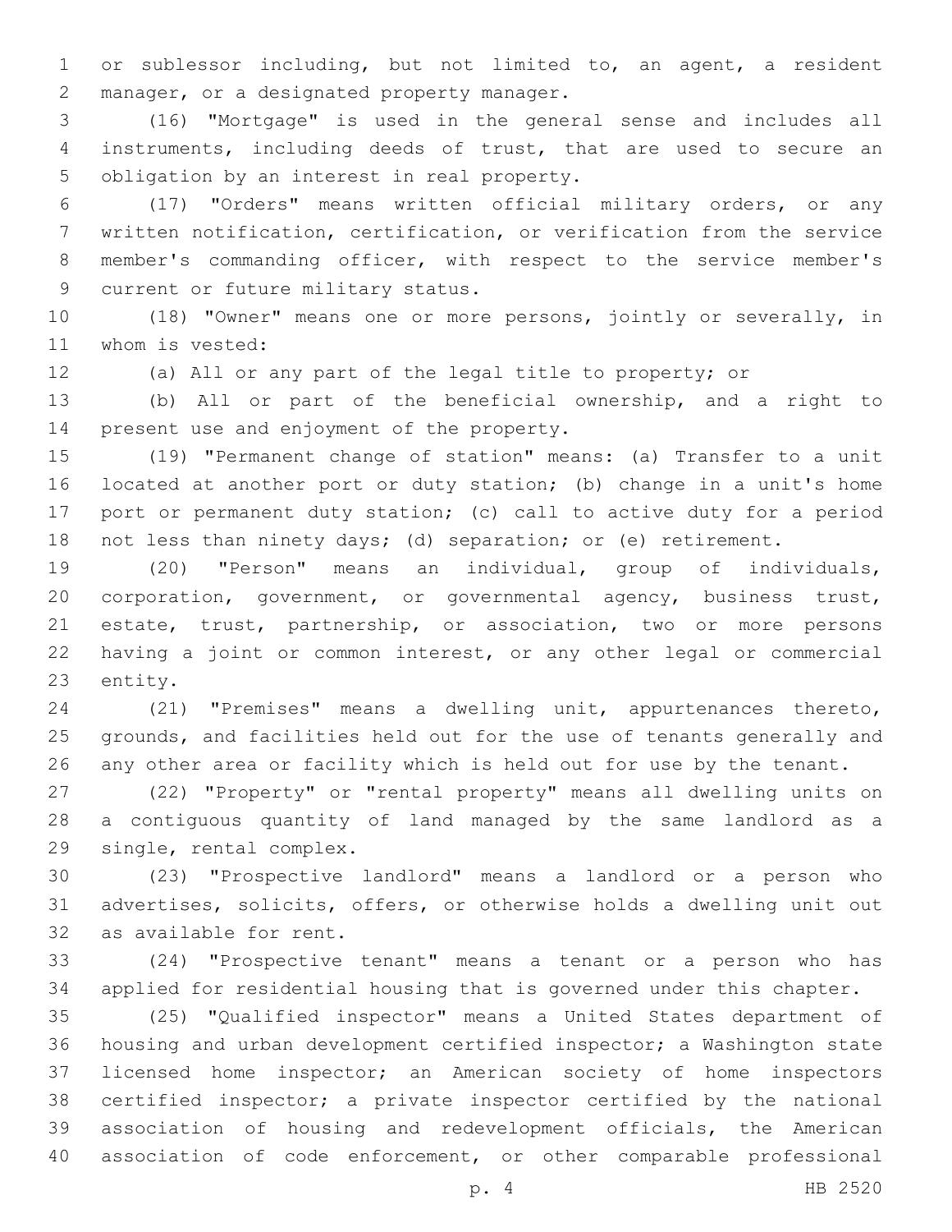or sublessor including, but not limited to, an agent, a resident manager, or a designated property manager.

(16) "Mortgage" is used in the general sense and includes all instruments, including deeds of trust, that are used to secure an obligation by an interest in real property.

(17) "Orders" means written official military orders, or any written notification, certification, or verification from the service member's commanding officer, with respect to the service member's current or future military status.

(18) "Owner" means one or more persons, jointly or severally, in whom is vested:

(a) All or any part of the legal title to property; or

(b) All or part of the beneficial ownership, and a right to present use and enjoyment of the property.

(19) "Permanent change of station" means: (a) Transfer to a unit located at another port or duty station; (b) change in a unit's home port or permanent duty station; (c) call to active duty for a period not less than ninety days; (d) separation; or (e) retirement.

(20) "Person" means an individual, group of individuals, corporation, government, or governmental agency, business trust, estate, trust, partnership, or association, two or more persons having a joint or common interest, or any other legal or commercial entity.

(21) "Premises" means a dwelling unit, appurtenances thereto, grounds, and facilities held out for the use of tenants generally and any other area or facility which is held out for use by the tenant.

(22) "Property" or "rental property" means all dwelling units on a contiguous quantity of land managed by the same landlord as a single, rental complex.

(23) "Prospective landlord" means a landlord or a person who advertises, solicits, offers, or otherwise holds a dwelling unit out as available for rent.

(24) "Prospective tenant" means a tenant or a person who has applied for residential housing that is governed under this chapter.

(25) "Qualified inspector" means a United States department of housing and urban development certified inspector; a Washington state licensed home inspector; an American society of home inspectors certified inspector; a private inspector certified by the national association of housing and redevelopment officials, the American association of code enforcement, or other comparable professional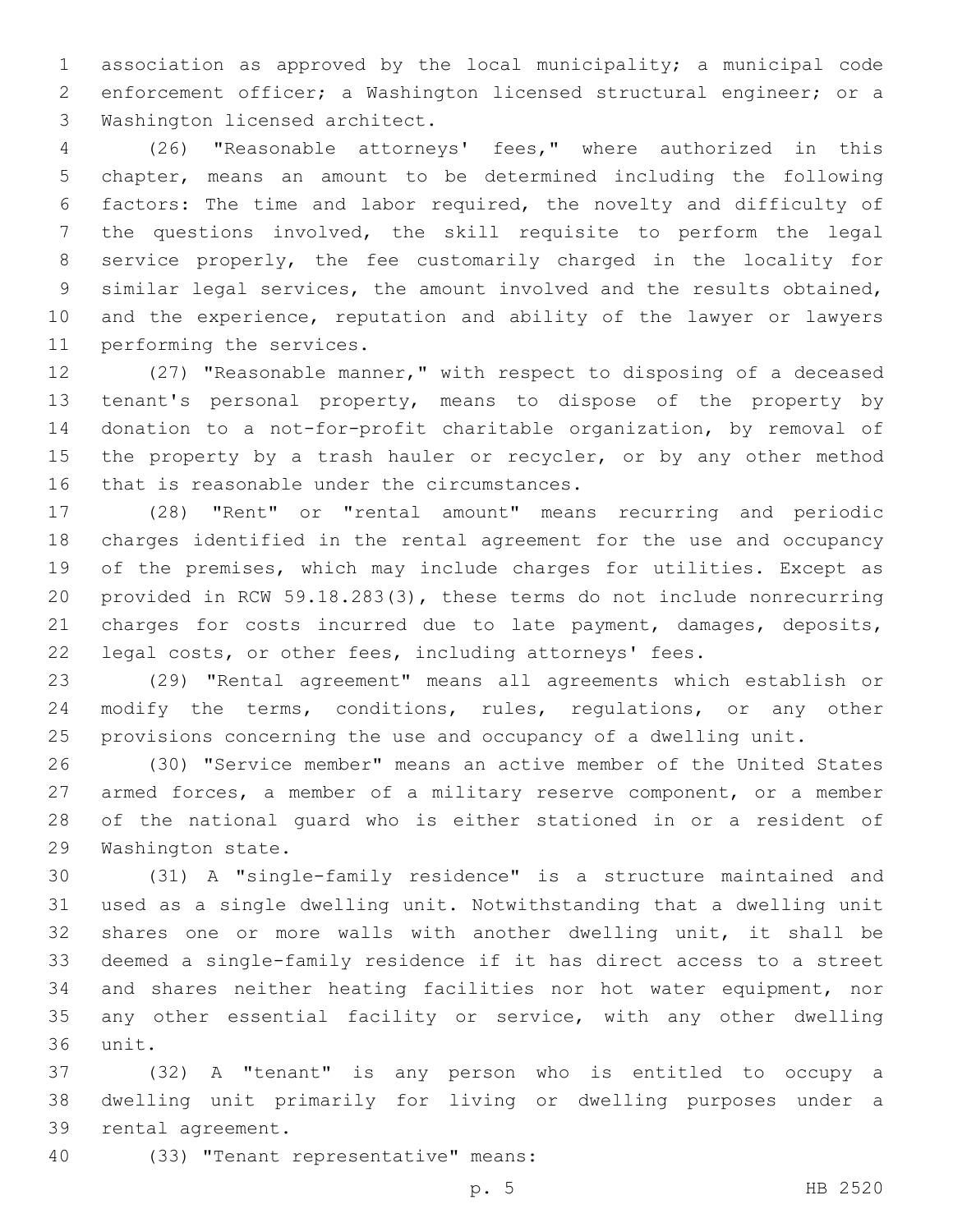association as approved by the local municipality; a municipal code enforcement officer; a Washington licensed structural engineer; or a Washington licensed architect.

(26) "Reasonable attorneys' fees," where authorized in this chapter, means an amount to be determined including the following factors: The time and labor required, the novelty and difficulty of the questions involved, the skill requisite to perform the legal service properly, the fee customarily charged in the locality for similar legal services, the amount involved and the results obtained, and the experience, reputation and ability of the lawyer or lawyers performing the services.

(27) "Reasonable manner," with respect to disposing of a deceased tenant's personal property, means to dispose of the property by donation to a not-for-profit charitable organization, by removal of the property by a trash hauler or recycler, or by any other method that is reasonable under the circumstances.

(28) "Rent" or "rental amount" means recurring and periodic charges identified in the rental agreement for the use and occupancy of the premises, which may include charges for utilities. Except as provided in RCW 59.18.283(3), these terms do not include nonrecurring charges for costs incurred due to late payment, damages, deposits, legal costs, or other fees, including attorneys' fees.

(29) "Rental agreement" means all agreements which establish or modify the terms, conditions, rules, regulations, or any other provisions concerning the use and occupancy of a dwelling unit.

(30) "Service member" means an active member of the United States armed forces, a member of a military reserve component, or a member of the national guard who is either stationed in or a resident of Washington state.

(31) A "single-family residence" is a structure maintained and used as a single dwelling unit. Notwithstanding that a dwelling unit shares one or more walls with another dwelling unit, it shall be deemed a single-family residence if it has direct access to a street and shares neither heating facilities nor hot water equipment, nor any other essential facility or service, with any other dwelling unit.

(32) A "tenant" is any person who is entitled to occupy a dwelling unit primarily for living or dwelling purposes under a rental agreement.

(33) "Tenant representative" means: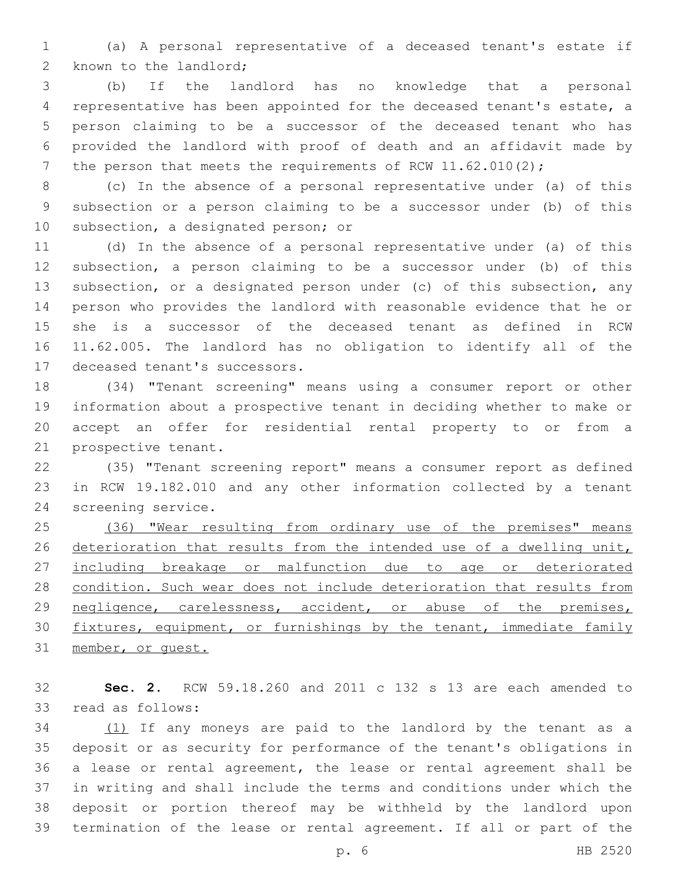(a) A personal representative of a deceased tenant's estate if known to the landlord;

(b) If the landlord has no knowledge that a personal representative has been appointed for the deceased tenant's estate, a person claiming to be a successor of the deceased tenant who has provided the landlord with proof of death and an affidavit made by the person that meets the requirements of RCW 11.62.010(2);

(c) In the absence of a personal representative under (a) of this subsection or a person claiming to be a successor under (b) of this subsection, a designated person; or

(d) In the absence of a personal representative under (a) of this subsection, a person claiming to be a successor under (b) of this subsection, or a designated person under (c) of this subsection, any person who provides the landlord with reasonable evidence that he or she is a successor of the deceased tenant as defined in RCW 11.62.005. The landlord has no obligation to identify all of the deceased tenant's successors.

(34) "Tenant screening" means using a consumer report or other information about a prospective tenant in deciding whether to make or accept an offer for residential rental property to or from a prospective tenant.

(35) "Tenant screening report" means a consumer report as defined in RCW 19.182.010 and any other information collected by a tenant screening service.

<u>(36) "Wear resulting from ordinary use of the premises" means deterioration that results from the intended use of a dwelling unit, including breakage or malfunction due to age or deteriorated condition. Such wear does not include deterioration that results from negligence, carelessness, accident, or abuse of the premises, fixtures, equipment, or furnishings by the tenant, immediate family member, or guest.</u>

**Sec. 2.** RCW 59.18.260 and 2011 c 132 s 13 are each amended to read as follows:

<u>(1)</u> If any moneys are paid to the landlord by the tenant as a deposit or as security for performance of the tenant's obligations in a lease or rental agreement, the lease or rental agreement shall be in writing and shall include the terms and conditions under which the deposit or portion thereof may be withheld by the landlord upon termination of the lease or rental agreement. If all or part of the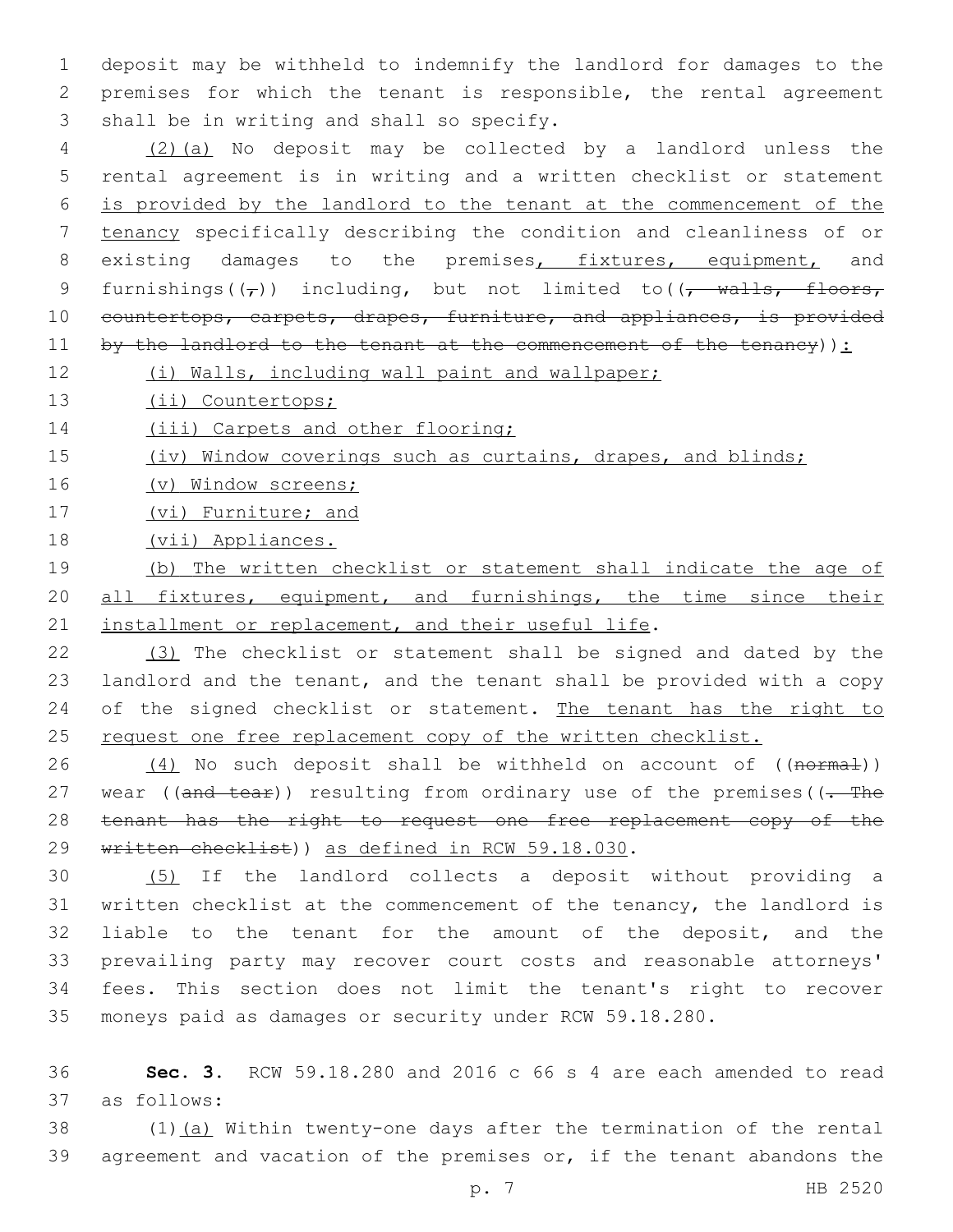deposit may be withheld to indemnify the landlord for damages to the premises for which the tenant is responsible, the rental agreement shall be in writing and shall so specify.

(2)(a) No deposit may be collected by a landlord unless the rental agreement is in writing and a written checklist or statement is provided by the landlord to the tenant at the commencement of the tenancy specifically describing the condition and cleanliness of or existing damages to the premises, fixtures, equipment, and furnishings((,)) including, but not limited to((, walls, floors, countertops, carpets, drapes, furniture, and appliances, is provided by the landlord to the tenant at the commencement of the tenancy)):

(i) Walls, including wall paint and wallpaper;

(ii) Countertops;

(iii) Carpets and other flooring;

(iv) Window coverings such as curtains, drapes, and blinds;

(v) Window screens;

(vi) Furniture; and

(vii) Appliances.

(b) The written checklist or statement shall indicate the age of all fixtures, equipment, and furnishings, the time since their installment or replacement, and their useful life.

(3) The checklist or statement shall be signed and dated by the landlord and the tenant, and the tenant shall be provided with a copy of the signed checklist or statement. The tenant has the right to request one free replacement copy of the written checklist.

(4) No such deposit shall be withheld on account of ((normal)) wear ((and tear)) resulting from ordinary use of the premises((. The tenant has the right to request one free replacement copy of the written checklist)) as defined in RCW 59.18.030.

(5) If the landlord collects a deposit without providing a written checklist at the commencement of the tenancy, the landlord is liable to the tenant for the amount of the deposit, and the prevailing party may recover court costs and reasonable attorneys' fees. This section does not limit the tenant's right to recover moneys paid as damages or security under RCW 59.18.280.

**Sec. 3.** RCW 59.18.280 and 2016 c 66 s 4 are each amended to read as follows:

(1)(a) Within twenty-one days after the termination of the rental agreement and vacation of the premises or, if the tenant abandons the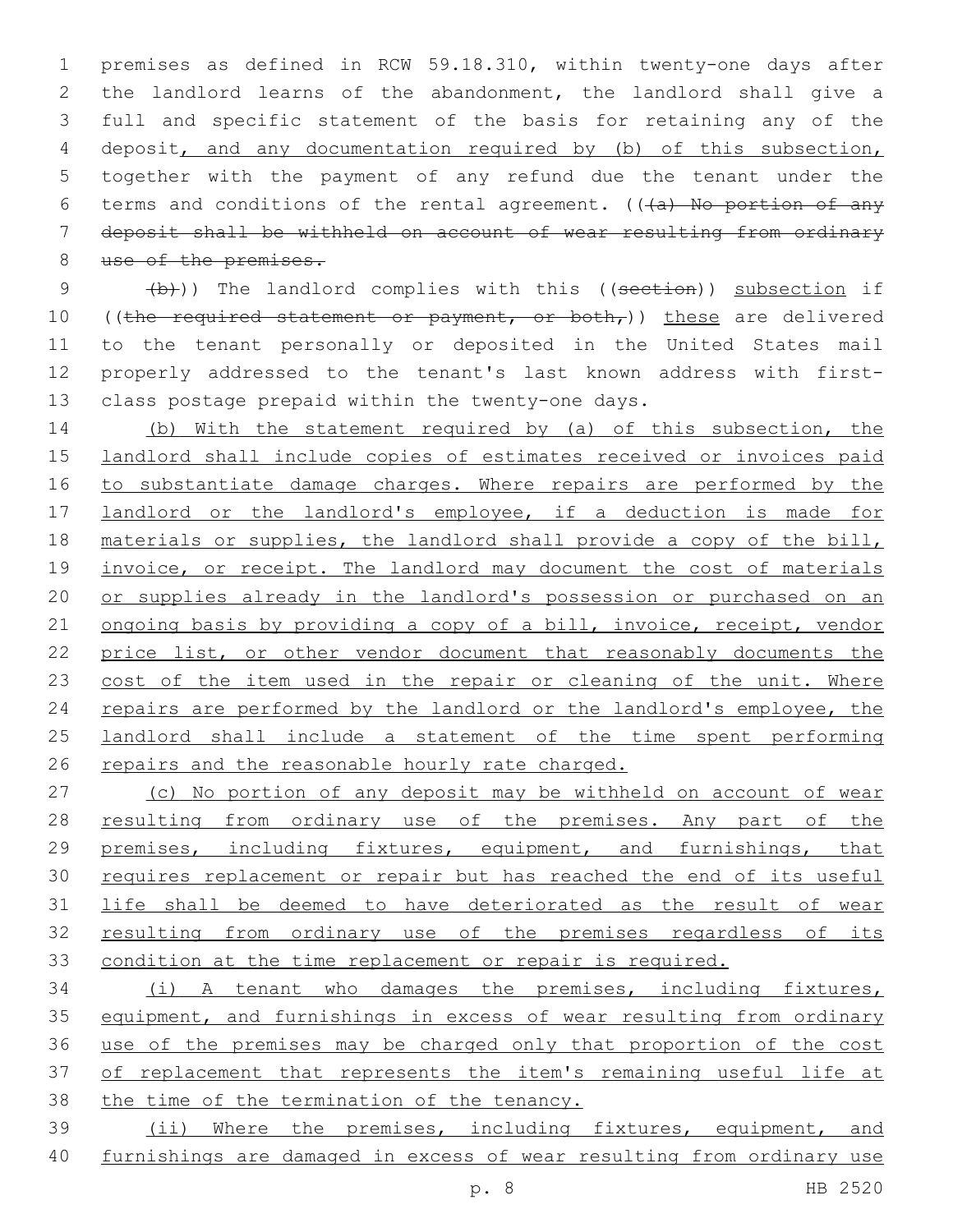premises as defined in RCW 59.18.310, within twenty-one days after the landlord learns of the abandonment, the landlord shall give a full and specific statement of the basis for retaining any of the deposit, and any documentation required by (b) of this subsection, together with the payment of any refund due the tenant under the terms and conditions of the rental agreement. ((~~(a) No portion of any deposit shall be withheld on account of wear resulting from ordinary use of the premises.~~

~~(b)~~)) The landlord complies with this ((~~section~~)) subsection if ((~~the required statement or payment, or both,~~)) these are delivered to the tenant personally or deposited in the United States mail properly addressed to the tenant's last known address with first-class postage prepaid within the twenty-one days.

(b) With the statement required by (a) of this subsection, the landlord shall include copies of estimates received or invoices paid to substantiate damage charges. Where repairs are performed by the landlord or the landlord's employee, if a deduction is made for materials or supplies, the landlord shall provide a copy of the bill, invoice, or receipt. The landlord may document the cost of materials or supplies already in the landlord's possession or purchased on an ongoing basis by providing a copy of a bill, invoice, receipt, vendor price list, or other vendor document that reasonably documents the cost of the item used in the repair or cleaning of the unit. Where repairs are performed by the landlord or the landlord's employee, the landlord shall include a statement of the time spent performing repairs and the reasonable hourly rate charged.

(c) No portion of any deposit may be withheld on account of wear resulting from ordinary use of the premises. Any part of the premises, including fixtures, equipment, and furnishings, that requires replacement or repair but has reached the end of its useful life shall be deemed to have deteriorated as the result of wear resulting from ordinary use of the premises regardless of its condition at the time replacement or repair is required.

(i) A tenant who damages the premises, including fixtures, equipment, and furnishings in excess of wear resulting from ordinary use of the premises may be charged only that proportion of the cost of replacement that represents the item's remaining useful life at the time of the termination of the tenancy.

(ii) Where the premises, including fixtures, equipment, and furnishings are damaged in excess of wear resulting from ordinary use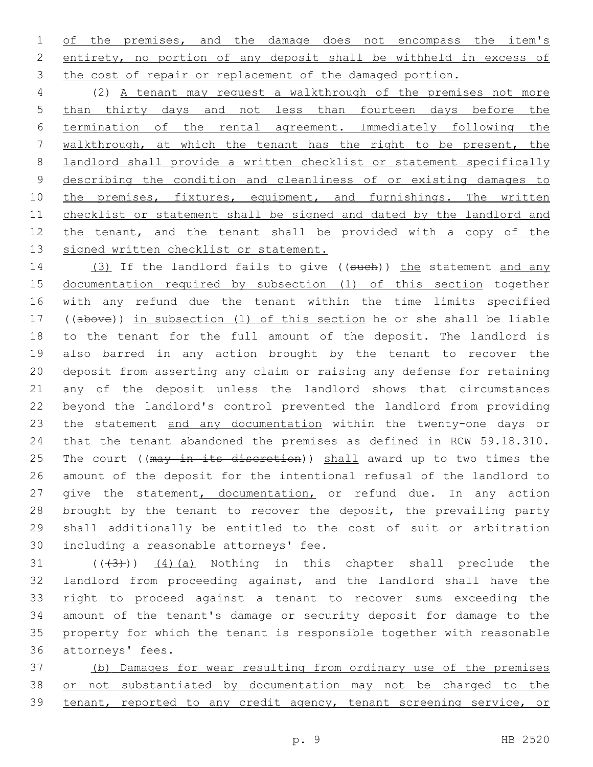of the premises, and the damage does not encompass the item's entirety, no portion of any deposit shall be withheld in excess of the cost of repair or replacement of the damaged portion.

(2) A tenant may request a walkthrough of the premises not more than thirty days and not less than fourteen days before the termination of the rental agreement. Immediately following the walkthrough, at which the tenant has the right to be present, the landlord shall provide a written checklist or statement specifically describing the condition and cleanliness of or existing damages to the premises, fixtures, equipment, and furnishings. The written checklist or statement shall be signed and dated by the landlord and the tenant, and the tenant shall be provided with a copy of the signed written checklist or statement.

(3) If the landlord fails to give ((~~such~~)) the statement and any documentation required by subsection (1) of this section together with any refund due the tenant within the time limits specified ((~~above~~)) in subsection (1) of this section he or she shall be liable to the tenant for the full amount of the deposit. The landlord is also barred in any action brought by the tenant to recover the deposit from asserting any claim or raising any defense for retaining any of the deposit unless the landlord shows that circumstances beyond the landlord's control prevented the landlord from providing the statement and any documentation within the twenty-one days or that the tenant abandoned the premises as defined in RCW 59.18.310. The court ((~~may in its discretion~~)) shall award up to two times the amount of the deposit for the intentional refusal of the landlord to give the statement, documentation, or refund due. In any action brought by the tenant to recover the deposit, the prevailing party shall additionally be entitled to the cost of suit or arbitration including a reasonable attorneys' fee.

((~~(3)~~)) (4)(a) Nothing in this chapter shall preclude the landlord from proceeding against, and the landlord shall have the right to proceed against a tenant to recover sums exceeding the amount of the tenant's damage or security deposit for damage to the property for which the tenant is responsible together with reasonable attorneys' fees.

(b) Damages for wear resulting from ordinary use of the premises or not substantiated by documentation may not be charged to the tenant, reported to any credit agency, tenant screening service, or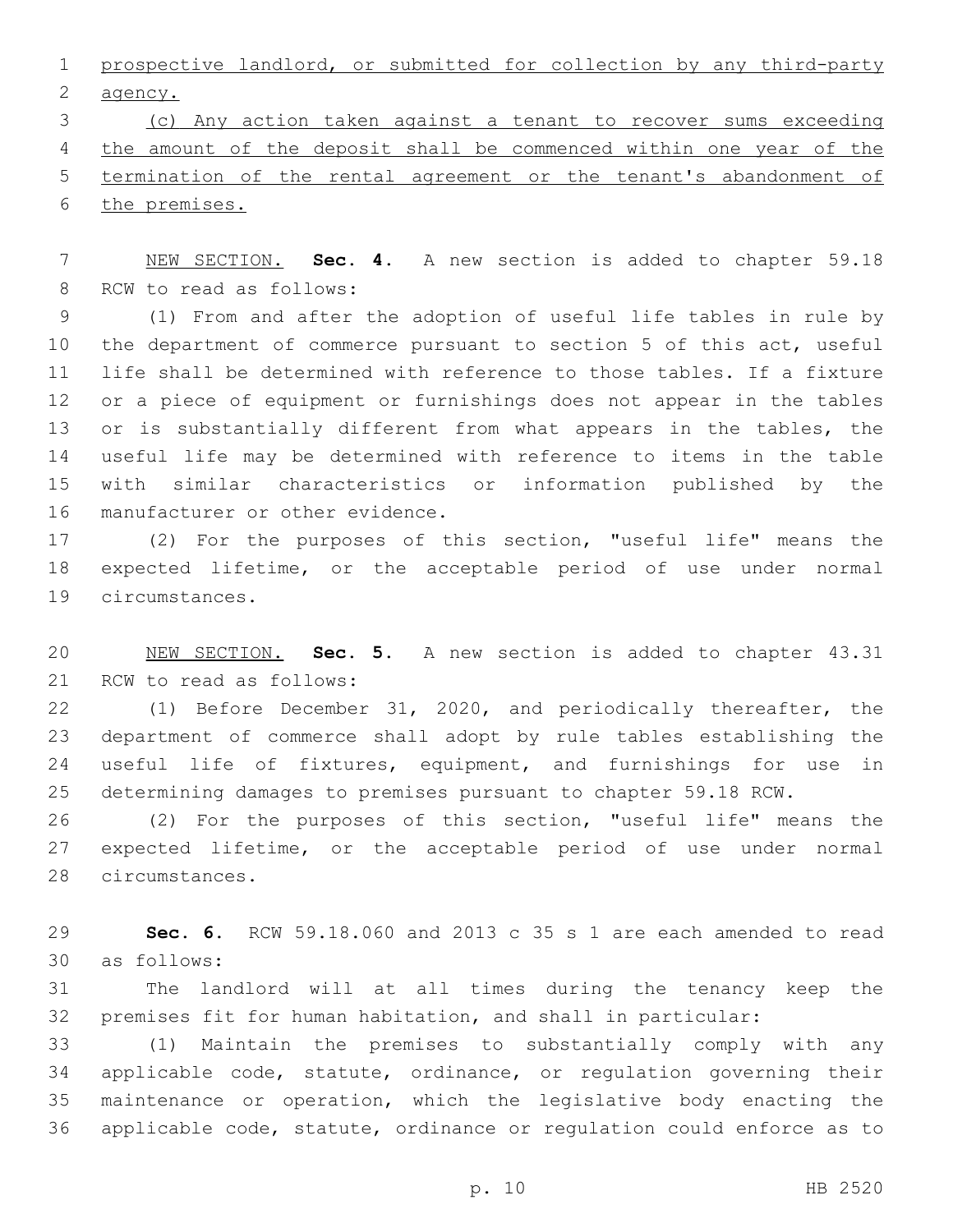prospective landlord, or submitted for collection by any third-party agency.

(c) Any action taken against a tenant to recover sums exceeding the amount of the deposit shall be commenced within one year of the termination of the rental agreement or the tenant's abandonment of the premises.

NEW SECTION. **Sec. 4.** A new section is added to chapter 59.18 RCW to read as follows:

(1) From and after the adoption of useful life tables in rule by the department of commerce pursuant to section 5 of this act, useful life shall be determined with reference to those tables. If a fixture or a piece of equipment or furnishings does not appear in the tables or is substantially different from what appears in the tables, the useful life may be determined with reference to items in the table with similar characteristics or information published by the manufacturer or other evidence.

(2) For the purposes of this section, "useful life" means the expected lifetime, or the acceptable period of use under normal circumstances.

NEW SECTION. **Sec. 5.** A new section is added to chapter 43.31 RCW to read as follows:

(1) Before December 31, 2020, and periodically thereafter, the department of commerce shall adopt by rule tables establishing the useful life of fixtures, equipment, and furnishings for use in determining damages to premises pursuant to chapter 59.18 RCW.

(2) For the purposes of this section, "useful life" means the expected lifetime, or the acceptable period of use under normal circumstances.

**Sec. 6.** RCW 59.18.060 and 2013 c 35 s 1 are each amended to read as follows:

The landlord will at all times during the tenancy keep the premises fit for human habitation, and shall in particular:

(1) Maintain the premises to substantially comply with any applicable code, statute, ordinance, or regulation governing their maintenance or operation, which the legislative body enacting the applicable code, statute, ordinance or regulation could enforce as to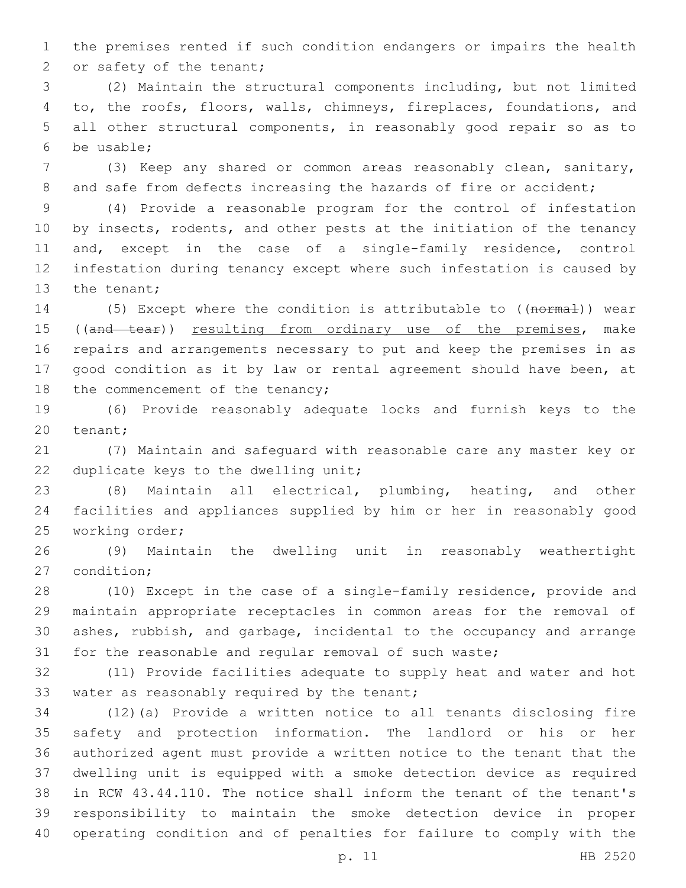the premises rented if such condition endangers or impairs the health or safety of the tenant;

(2) Maintain the structural components including, but not limited to, the roofs, floors, walls, chimneys, fireplaces, foundations, and all other structural components, in reasonably good repair so as to be usable;

(3) Keep any shared or common areas reasonably clean, sanitary, and safe from defects increasing the hazards of fire or accident;

(4) Provide a reasonable program for the control of infestation by insects, rodents, and other pests at the initiation of the tenancy and, except in the case of a single-family residence, control infestation during tenancy except where such infestation is caused by the tenant;

(5) Except where the condition is attributable to ((~~normal~~)) wear ((~~and tear~~)) <u>resulting from ordinary use of the premises</u>, make repairs and arrangements necessary to put and keep the premises in as good condition as it by law or rental agreement should have been, at the commencement of the tenancy;

(6) Provide reasonably adequate locks and furnish keys to the tenant;

(7) Maintain and safeguard with reasonable care any master key or duplicate keys to the dwelling unit;

(8) Maintain all electrical, plumbing, heating, and other facilities and appliances supplied by him or her in reasonably good working order;

(9) Maintain the dwelling unit in reasonably weathertight condition;

(10) Except in the case of a single-family residence, provide and maintain appropriate receptacles in common areas for the removal of ashes, rubbish, and garbage, incidental to the occupancy and arrange for the reasonable and regular removal of such waste;

(11) Provide facilities adequate to supply heat and water and hot water as reasonably required by the tenant;

(12)(a) Provide a written notice to all tenants disclosing fire safety and protection information. The landlord or his or her authorized agent must provide a written notice to the tenant that the dwelling unit is equipped with a smoke detection device as required in RCW 43.44.110. The notice shall inform the tenant of the tenant's responsibility to maintain the smoke detection device in proper operating condition and of penalties for failure to comply with the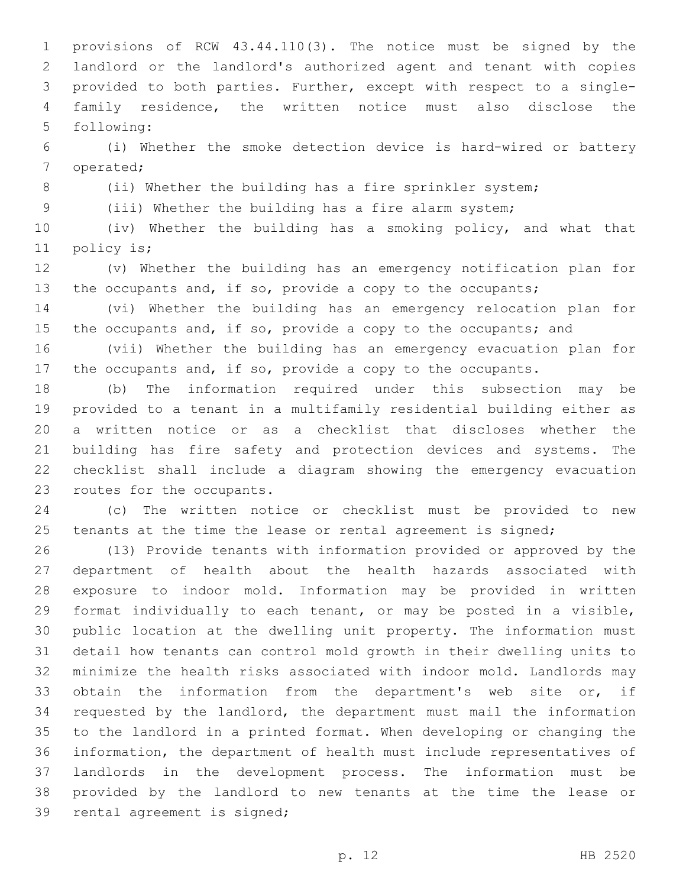provisions of RCW 43.44.110(3). The notice must be signed by the landlord or the landlord's authorized agent and tenant with copies provided to both parties. Further, except with respect to a single-family residence, the written notice must also disclose the following:

(i) Whether the smoke detection device is hard-wired or battery operated;

(ii) Whether the building has a fire sprinkler system;

(iii) Whether the building has a fire alarm system;

(iv) Whether the building has a smoking policy, and what that policy is;

(v) Whether the building has an emergency notification plan for the occupants and, if so, provide a copy to the occupants;

(vi) Whether the building has an emergency relocation plan for the occupants and, if so, provide a copy to the occupants; and

(vii) Whether the building has an emergency evacuation plan for the occupants and, if so, provide a copy to the occupants.

(b) The information required under this subsection may be provided to a tenant in a multifamily residential building either as a written notice or as a checklist that discloses whether the building has fire safety and protection devices and systems. The checklist shall include a diagram showing the emergency evacuation routes for the occupants.

(c) The written notice or checklist must be provided to new tenants at the time the lease or rental agreement is signed;

(13) Provide tenants with information provided or approved by the department of health about the health hazards associated with exposure to indoor mold. Information may be provided in written format individually to each tenant, or may be posted in a visible, public location at the dwelling unit property. The information must detail how tenants can control mold growth in their dwelling units to minimize the health risks associated with indoor mold. Landlords may obtain the information from the department's web site or, if requested by the landlord, the department must mail the information to the landlord in a printed format. When developing or changing the information, the department of health must include representatives of landlords in the development process. The information must be provided by the landlord to new tenants at the time the lease or rental agreement is signed;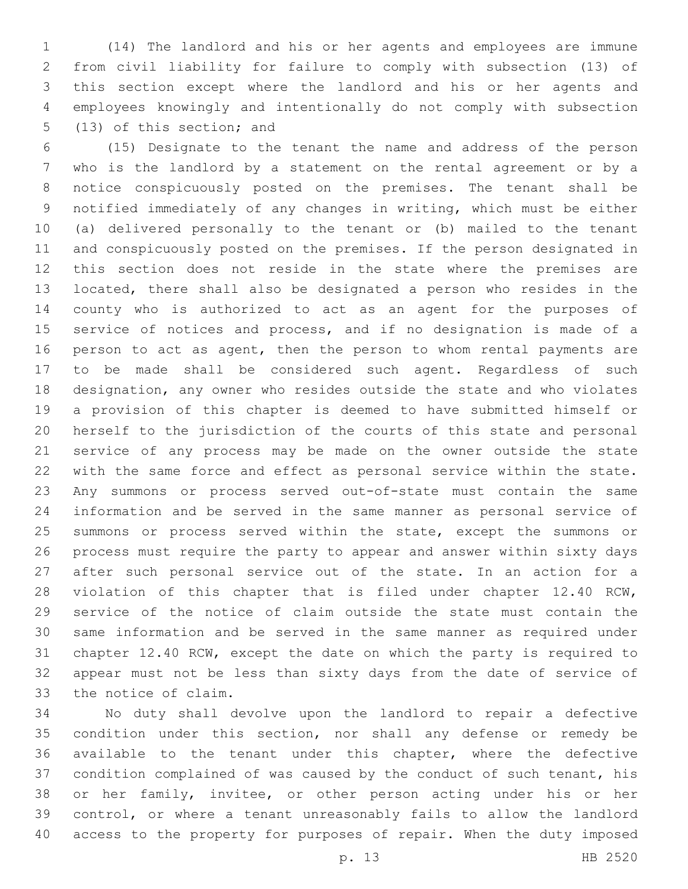(14) The landlord and his or her agents and employees are immune from civil liability for failure to comply with subsection (13) of this section except where the landlord and his or her agents and employees knowingly and intentionally do not comply with subsection (13) of this section; and

(15) Designate to the tenant the name and address of the person who is the landlord by a statement on the rental agreement or by a notice conspicuously posted on the premises. The tenant shall be notified immediately of any changes in writing, which must be either (a) delivered personally to the tenant or (b) mailed to the tenant and conspicuously posted on the premises. If the person designated in this section does not reside in the state where the premises are located, there shall also be designated a person who resides in the county who is authorized to act as an agent for the purposes of service of notices and process, and if no designation is made of a person to act as agent, then the person to whom rental payments are to be made shall be considered such agent. Regardless of such designation, any owner who resides outside the state and who violates a provision of this chapter is deemed to have submitted himself or herself to the jurisdiction of the courts of this state and personal service of any process may be made on the owner outside the state with the same force and effect as personal service within the state. Any summons or process served out-of-state must contain the same information and be served in the same manner as personal service of summons or process served within the state, except the summons or process must require the party to appear and answer within sixty days after such personal service out of the state. In an action for a violation of this chapter that is filed under chapter 12.40 RCW, service of the notice of claim outside the state must contain the same information and be served in the same manner as required under chapter 12.40 RCW, except the date on which the party is required to appear must not be less than sixty days from the date of service of the notice of claim.

No duty shall devolve upon the landlord to repair a defective condition under this section, nor shall any defense or remedy be available to the tenant under this chapter, where the defective condition complained of was caused by the conduct of such tenant, his or her family, invitee, or other person acting under his or her control, or where a tenant unreasonably fails to allow the landlord access to the property for purposes of repair. When the duty imposed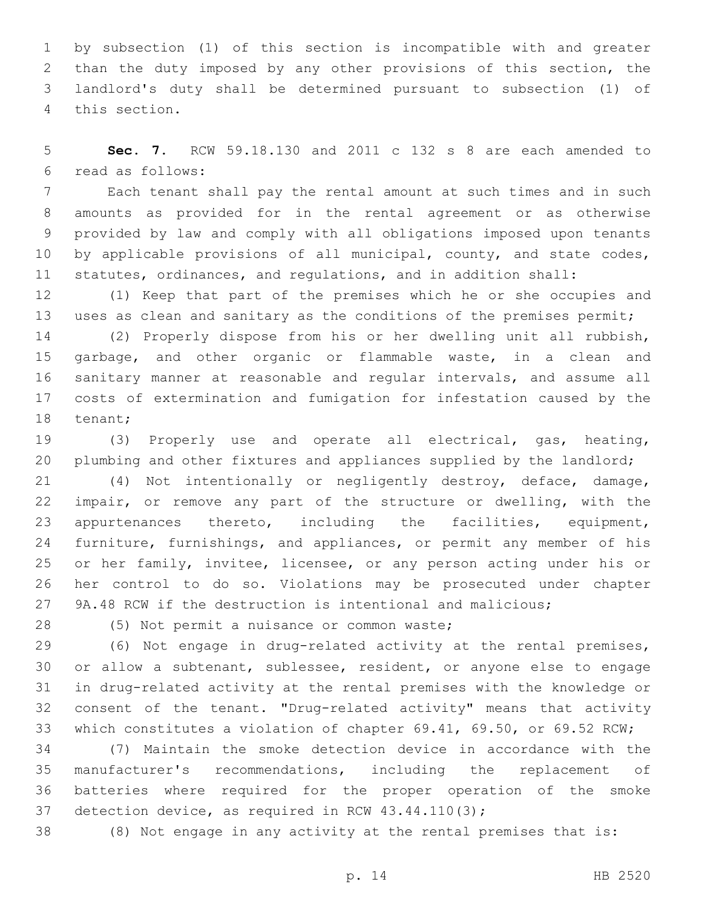by subsection (1) of this section is incompatible with and greater than the duty imposed by any other provisions of this section, the landlord's duty shall be determined pursuant to subsection (1) of this section.

**Sec. 7.** RCW 59.18.130 and 2011 c 132 s 8 are each amended to read as follows:

Each tenant shall pay the rental amount at such times and in such amounts as provided for in the rental agreement or as otherwise provided by law and comply with all obligations imposed upon tenants by applicable provisions of all municipal, county, and state codes, statutes, ordinances, and regulations, and in addition shall:

(1) Keep that part of the premises which he or she occupies and uses as clean and sanitary as the conditions of the premises permit;

(2) Properly dispose from his or her dwelling unit all rubbish, garbage, and other organic or flammable waste, in a clean and sanitary manner at reasonable and regular intervals, and assume all costs of extermination and fumigation for infestation caused by the tenant;

(3) Properly use and operate all electrical, gas, heating, plumbing and other fixtures and appliances supplied by the landlord;

(4) Not intentionally or negligently destroy, deface, damage, impair, or remove any part of the structure or dwelling, with the appurtenances thereto, including the facilities, equipment, furniture, furnishings, and appliances, or permit any member of his or her family, invitee, licensee, or any person acting under his or her control to do so. Violations may be prosecuted under chapter 9A.48 RCW if the destruction is intentional and malicious;

(5) Not permit a nuisance or common waste;

(6) Not engage in drug-related activity at the rental premises, or allow a subtenant, sublessee, resident, or anyone else to engage in drug-related activity at the rental premises with the knowledge or consent of the tenant. "Drug-related activity" means that activity which constitutes a violation of chapter 69.41, 69.50, or 69.52 RCW;

(7) Maintain the smoke detection device in accordance with the manufacturer's recommendations, including the replacement of batteries where required for the proper operation of the smoke detection device, as required in RCW 43.44.110(3);

(8) Not engage in any activity at the rental premises that is: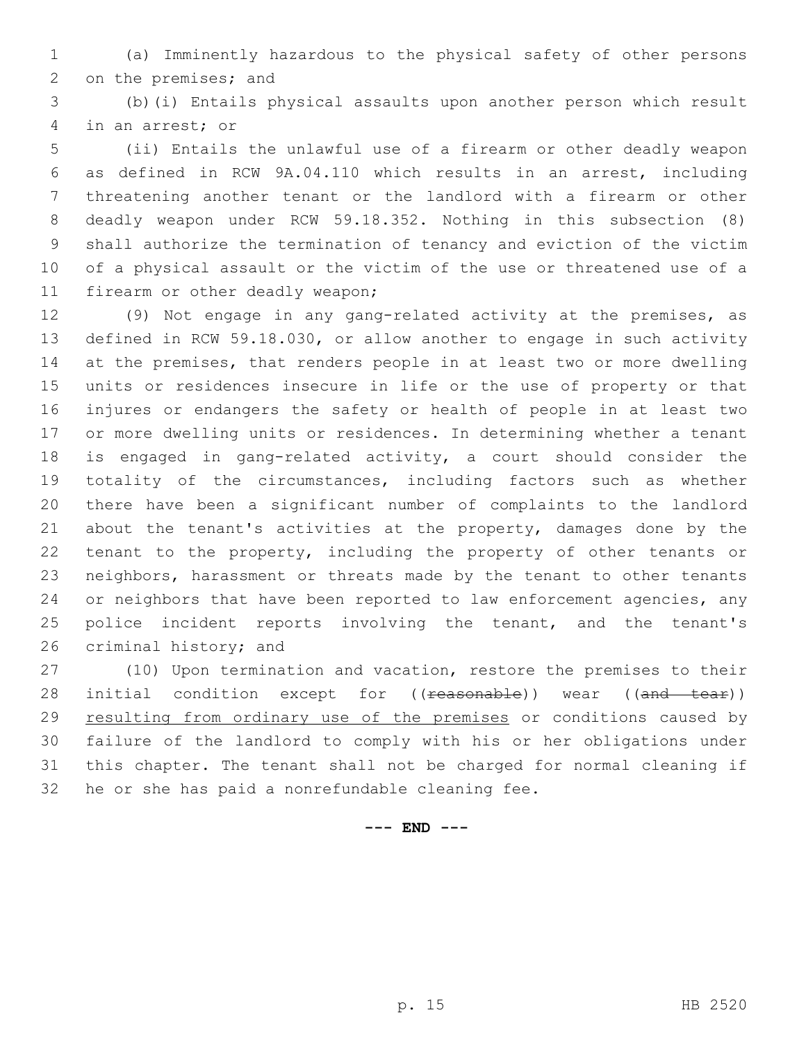(a) Imminently hazardous to the physical safety of other persons on the premises; and

(b)(i) Entails physical assaults upon another person which result in an arrest; or

(ii) Entails the unlawful use of a firearm or other deadly weapon as defined in RCW 9A.04.110 which results in an arrest, including threatening another tenant or the landlord with a firearm or other deadly weapon under RCW 59.18.352. Nothing in this subsection (8) shall authorize the termination of tenancy and eviction of the victim of a physical assault or the victim of the use or threatened use of a firearm or other deadly weapon;

(9) Not engage in any gang-related activity at the premises, as defined in RCW 59.18.030, or allow another to engage in such activity at the premises, that renders people in at least two or more dwelling units or residences insecure in life or the use of property or that injures or endangers the safety or health of people in at least two or more dwelling units or residences. In determining whether a tenant is engaged in gang-related activity, a court should consider the totality of the circumstances, including factors such as whether there have been a significant number of complaints to the landlord about the tenant's activities at the property, damages done by the tenant to the property, including the property of other tenants or neighbors, harassment or threats made by the tenant to other tenants or neighbors that have been reported to law enforcement agencies, any police incident reports involving the tenant, and the tenant's criminal history; and

(10) Upon termination and vacation, restore the premises to their initial condition except for ((~~reasonable~~)) wear ((~~and tear~~)) <u>resulting from ordinary use of the premises</u> or conditions caused by failure of the landlord to comply with his or her obligations under this chapter. The tenant shall not be charged for normal cleaning if he or she has paid a nonrefundable cleaning fee.

**--- END ---**